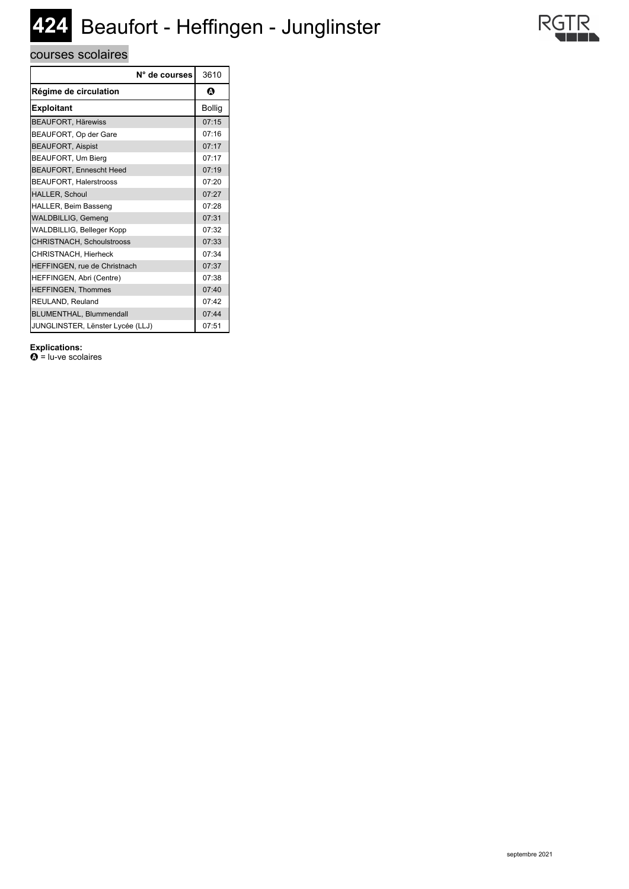# 424 Beaufort - Heffingen - Junglinster

RGTR

## courses scolaires

| N° de courses | 3610 |
|---|---|
| **Régime de circulation** | Ⓐ |
| **Exploitant** | Bollig |
| BEAUFORT, Härewiss | 07:15 |
| BEAUFORT, Op der Gare | 07:16 |
| BEAUFORT, Aispist | 07:17 |
| BEAUFORT, Um Bierg | 07:17 |
| BEAUFORT, Ennescht Heed | 07:19 |
| BEAUFORT, Halerstrooss | 07:20 |
| HALLER, Schoul | 07:27 |
| HALLER, Beim Basseng | 07:28 |
| WALDBILLIG, Gemeng | 07:31 |
| WALDBILLIG, Belleger Kopp | 07:32 |
| CHRISTNACH, Schoulstrooss | 07:33 |
| CHRISTNACH, Hierheck | 07:34 |
| HEFFINGEN, rue de Christnach | 07:37 |
| HEFFINGEN, Abri (Centre) | 07:38 |
| HEFFINGEN, Thommes | 07:40 |
| REULAND, Reuland | 07:42 |
| BLUMENTHAL, Blummendall | 07:44 |
| JUNGLINSTER, Lënster Lycée (LLJ) | 07:51 |

**Explications:**
Ⓐ = lu-ve scolaires

septembre 2021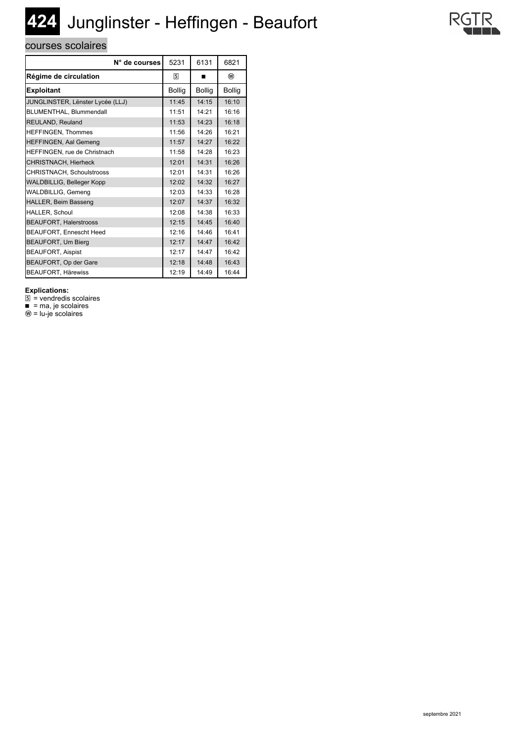# 424 Junglinster - Heffingen - Beaufort

RGTR

## courses scolaires

| N° de courses | 5231 | 6131 | 6821 |
|---|---|---|---|
| **Régime de circulation** | 5 | ■ | Ⓦ |
| **Exploitant** | Bollig | Bollig | Bollig |
| JUNGLINSTER, Lënster Lycée (LLJ) | 11:45 | 14:15 | 16:10 |
| BLUMENTHAL, Blummendall | 11:51 | 14:21 | 16:16 |
| REULAND, Reuland | 11:53 | 14:23 | 16:18 |
| HEFFINGEN, Thommes | 11:56 | 14:26 | 16:21 |
| HEFFINGEN, Aal Gemeng | 11:57 | 14:27 | 16:22 |
| HEFFINGEN, rue de Christnach | 11:58 | 14:28 | 16:23 |
| CHRISTNACH, Hierheck | 12:01 | 14:31 | 16:26 |
| CHRISTNACH, Schoulstrooss | 12:01 | 14:31 | 16:26 |
| WALDBILLIG, Belleger Kopp | 12:02 | 14:32 | 16:27 |
| WALDBILLIG, Gemeng | 12:03 | 14:33 | 16:28 |
| HALLER, Beim Basseng | 12:07 | 14:37 | 16:32 |
| HALLER, Schoul | 12:08 | 14:38 | 16:33 |
| BEAUFORT, Halerstrooss | 12:15 | 14:45 | 16:40 |
| BEAUFORT, Ennescht Heed | 12:16 | 14:46 | 16:41 |
| BEAUFORT, Um Bierg | 12:17 | 14:47 | 16:42 |
| BEAUFORT, Aispist | 12:17 | 14:47 | 16:42 |
| BEAUFORT, Op der Gare | 12:18 | 14:48 | 16:43 |
| BEAUFORT, Härewiss | 12:19 | 14:49 | 16:44 |

**Explications:**

5 = vendredis scolaires  
■ = ma, je scolaires  
Ⓦ = lu-je scolaires

septembre 2021